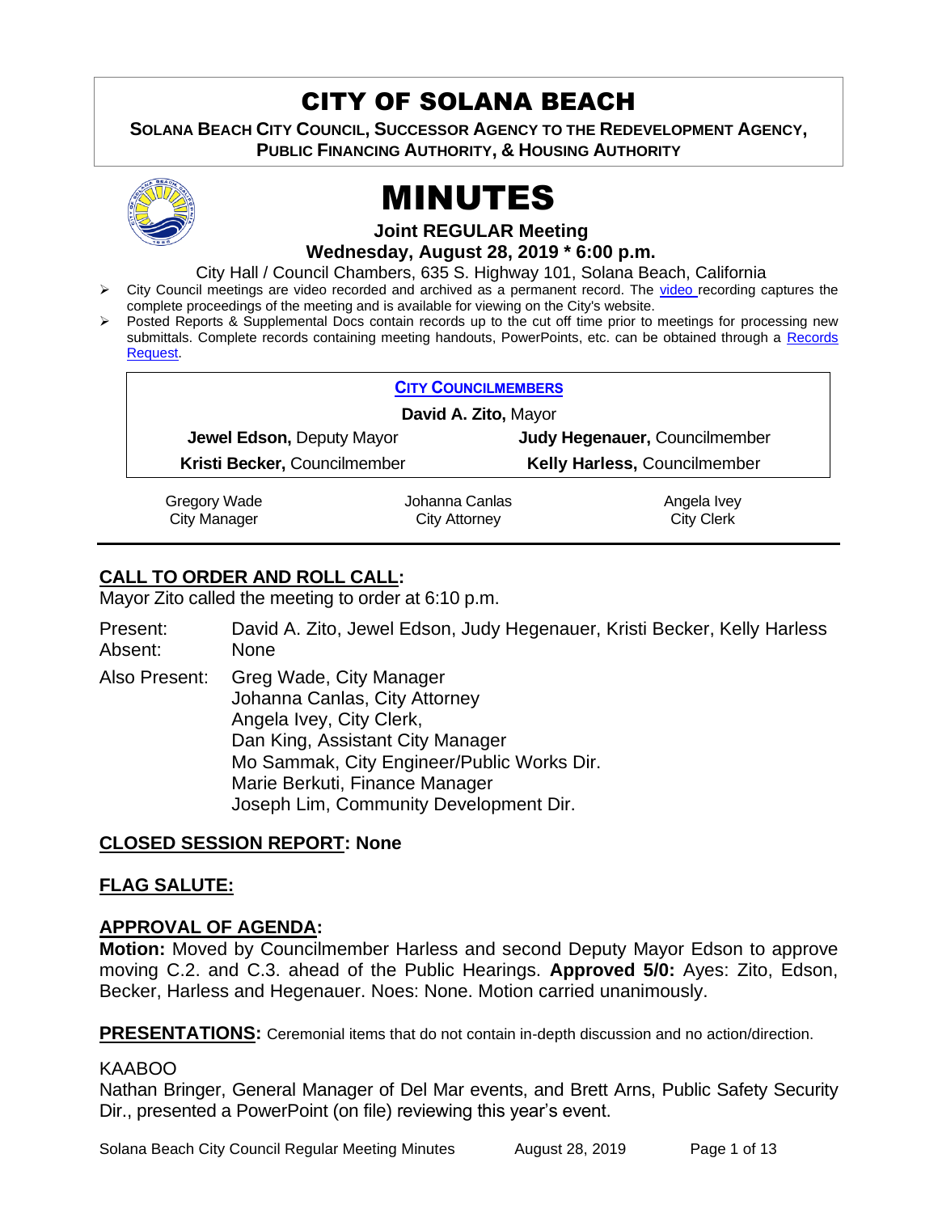# CITY OF SOLANA BEACH

**SOLANA BEACH CITY COUNCIL, SUCCESSOR AGENCY TO THE REDEVELOPMENT AGENCY, PUBLIC FINANCING AUTHORITY, & HOUSING AUTHORITY**

# MINUTES

**Joint REGULAR Meeting**

**Wednesday, August 28, 2019 * 6:00 p.m.**

City Hall / Council Chambers, 635 S. Highway 101, Solana Beach, California

- City Council meetings are video recorded and archived as a permanent record. The video recording captures the complete proceedings of the meeting and is available for viewing on the City's website.
- Posted Reports & Supplemental Docs contain records up to the cut off time prior to meetings for processing new submittals. Complete records containing meeting handouts, PowerPoints, etc. can be obtained through a Records Request.

**CITY COUNCILMEMBERS**

**David A. Zito,** Mayor

| | |
|---|---|
| **Jewel Edson,** Deputy Mayor | **Judy Hegenauer,** Councilmember |
| **Kristi Becker,** Councilmember | **Kelly Harless,** Councilmember |

| Gregory Wade | Johanna Canlas | Angela Ivey |
|---|---|---|
| City Manager | City Attorney | City Clerk |

## CALL TO ORDER AND ROLL CALL:

Mayor Zito called the meeting to order at 6:10 p.m.

Present: David A. Zito, Jewel Edson, Judy Hegenauer, Kristi Becker, Kelly Harless
Absent: None

Also Present: Greg Wade, City Manager
Johanna Canlas, City Attorney
Angela Ivey, City Clerk,
Dan King, Assistant City Manager
Mo Sammak, City Engineer/Public Works Dir.
Marie Berkuti, Finance Manager
Joseph Lim, Community Development Dir.

## CLOSED SESSION REPORT: None

## FLAG SALUTE:

## APPROVAL OF AGENDA:

**Motion:** Moved by Councilmember Harless and second Deputy Mayor Edson to approve moving C.2. and C.3. ahead of the Public Hearings. **Approved 5/0:** Ayes: Zito, Edson, Becker, Harless and Hegenauer. Noes: None. Motion carried unanimously.

**PRESENTATIONS:** Ceremonial items that do not contain in-depth discussion and no action/direction.

KAABOO

Nathan Bringer, General Manager of Del Mar events, and Brett Arns, Public Safety Security Dir., presented a PowerPoint (on file) reviewing this year's event.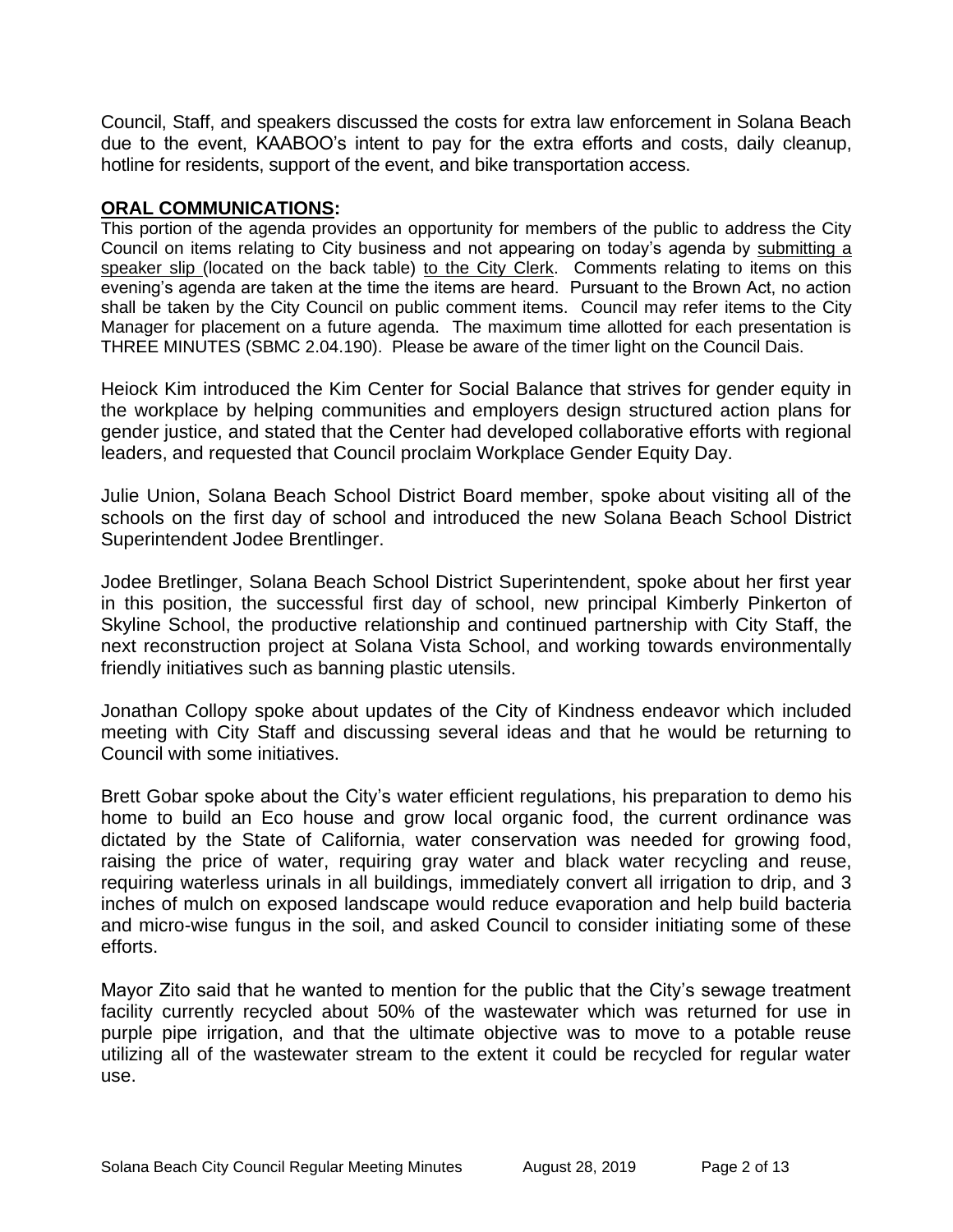Council, Staff, and speakers discussed the costs for extra law enforcement in Solana Beach due to the event, KAABOO's intent to pay for the extra efforts and costs, daily cleanup, hotline for residents, support of the event, and bike transportation access.

**ORAL COMMUNICATIONS:**

This portion of the agenda provides an opportunity for members of the public to address the City Council on items relating to City business and not appearing on today's agenda by submitting a speaker slip (located on the back table) to the City Clerk. Comments relating to items on this evening's agenda are taken at the time the items are heard. Pursuant to the Brown Act, no action shall be taken by the City Council on public comment items. Council may refer items to the City Manager for placement on a future agenda. The maximum time allotted for each presentation is THREE MINUTES (SBMC 2.04.190). Please be aware of the timer light on the Council Dais.

Heiock Kim introduced the Kim Center for Social Balance that strives for gender equity in the workplace by helping communities and employers design structured action plans for gender justice, and stated that the Center had developed collaborative efforts with regional leaders, and requested that Council proclaim Workplace Gender Equity Day.

Julie Union, Solana Beach School District Board member, spoke about visiting all of the schools on the first day of school and introduced the new Solana Beach School District Superintendent Jodee Brentlinger.

Jodee Bretlinger, Solana Beach School District Superintendent, spoke about her first year in this position, the successful first day of school, new principal Kimberly Pinkerton of Skyline School, the productive relationship and continued partnership with City Staff, the next reconstruction project at Solana Vista School, and working towards environmentally friendly initiatives such as banning plastic utensils.

Jonathan Collopy spoke about updates of the City of Kindness endeavor which included meeting with City Staff and discussing several ideas and that he would be returning to Council with some initiatives.

Brett Gobar spoke about the City's water efficient regulations, his preparation to demo his home to build an Eco house and grow local organic food, the current ordinance was dictated by the State of California, water conservation was needed for growing food, raising the price of water, requiring gray water and black water recycling and reuse, requiring waterless urinals in all buildings, immediately convert all irrigation to drip, and 3 inches of mulch on exposed landscape would reduce evaporation and help build bacteria and micro-wise fungus in the soil, and asked Council to consider initiating some of these efforts.

Mayor Zito said that he wanted to mention for the public that the City's sewage treatment facility currently recycled about 50% of the wastewater which was returned for use in purple pipe irrigation, and that the ultimate objective was to move to a potable reuse utilizing all of the wastewater stream to the extent it could be recycled for regular water use.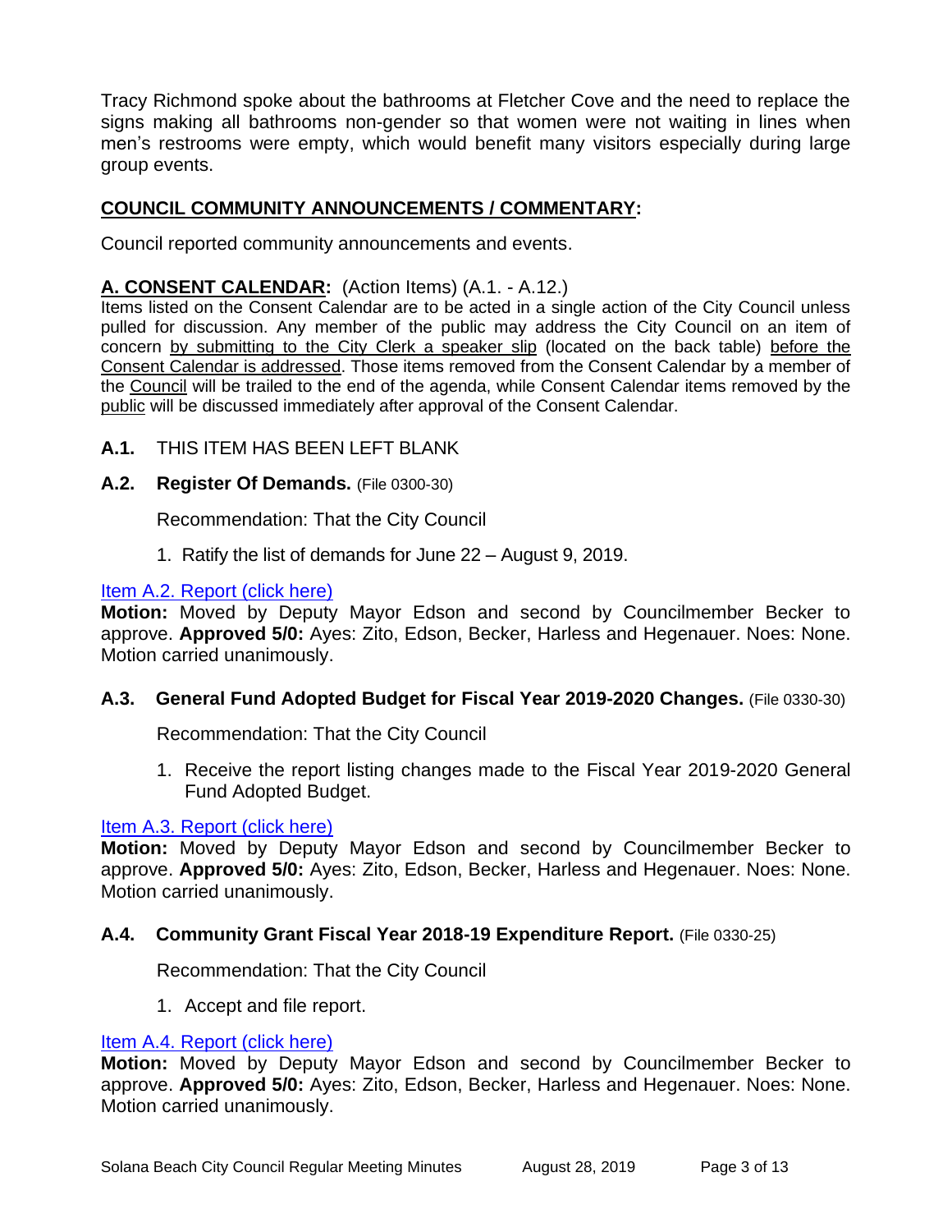Tracy Richmond spoke about the bathrooms at Fletcher Cove and the need to replace the signs making all bathrooms non-gender so that women were not waiting in lines when men's restrooms were empty, which would benefit many visitors especially during large group events.

## COUNCIL COMMUNITY ANNOUNCEMENTS / COMMENTARY:

Council reported community announcements and events.

## A. CONSENT CALENDAR: (Action Items) (A.1. - A.12.)

Items listed on the Consent Calendar are to be acted in a single action of the City Council unless pulled for discussion. Any member of the public may address the City Council on an item of concern by submitting to the City Clerk a speaker slip (located on the back table) before the Consent Calendar is addressed. Those items removed from the Consent Calendar by a member of the Council will be trailed to the end of the agenda, while Consent Calendar items removed by the public will be discussed immediately after approval of the Consent Calendar.

**A.1.** THIS ITEM HAS BEEN LEFT BLANK

**A.2. Register Of Demands.** (File 0300-30)

Recommendation: That the City Council

1. Ratify the list of demands for June 22 – August 9, 2019.

Item A.2. Report (click here)

**Motion:** Moved by Deputy Mayor Edson and second by Councilmember Becker to approve. **Approved 5/0:** Ayes: Zito, Edson, Becker, Harless and Hegenauer. Noes: None. Motion carried unanimously.

**A.3. General Fund Adopted Budget for Fiscal Year 2019-2020 Changes.** (File 0330-30)

Recommendation: That the City Council

1. Receive the report listing changes made to the Fiscal Year 2019-2020 General Fund Adopted Budget.

Item A.3. Report (click here)

**Motion:** Moved by Deputy Mayor Edson and second by Councilmember Becker to approve. **Approved 5/0:** Ayes: Zito, Edson, Becker, Harless and Hegenauer. Noes: None. Motion carried unanimously.

**A.4. Community Grant Fiscal Year 2018-19 Expenditure Report.** (File 0330-25)

Recommendation: That the City Council

1. Accept and file report.

Item A.4. Report (click here)

**Motion:** Moved by Deputy Mayor Edson and second by Councilmember Becker to approve. **Approved 5/0:** Ayes: Zito, Edson, Becker, Harless and Hegenauer. Noes: None. Motion carried unanimously.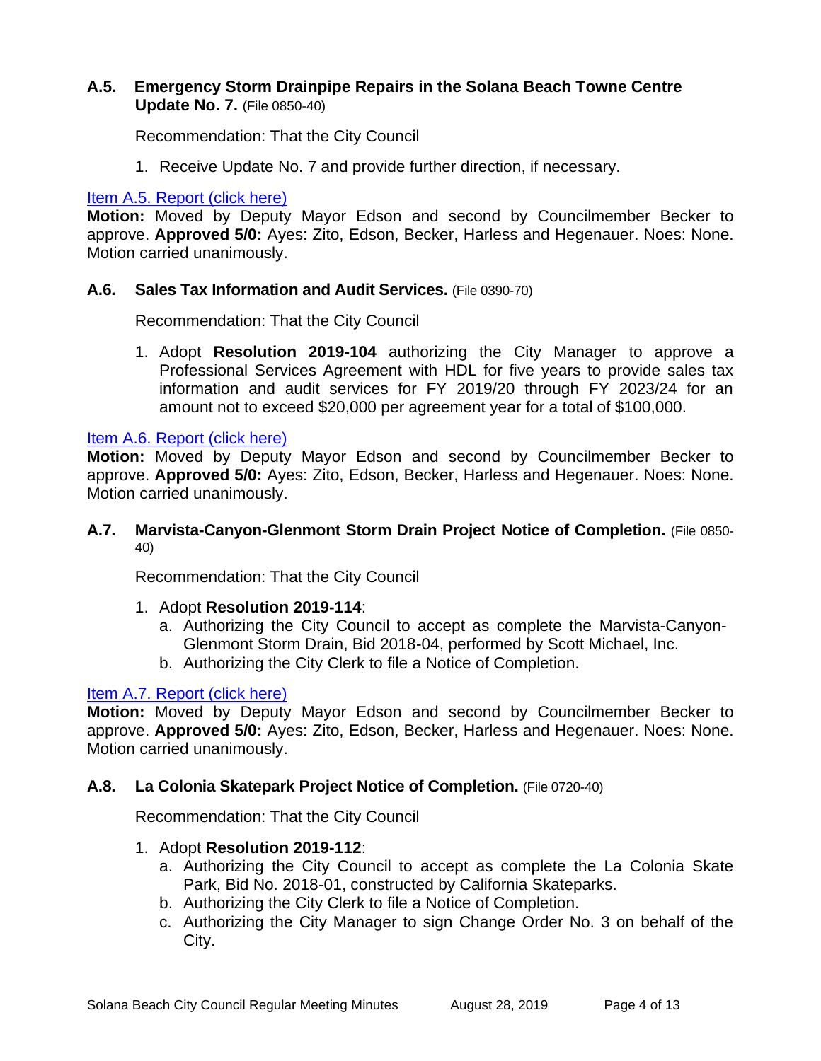### A.5. Emergency Storm Drainpipe Repairs in the Solana Beach Towne Centre Update No. 7. (File 0850-40)

Recommendation: That the City Council

1. Receive Update No. 7 and provide further direction, if necessary.

Item A.5. Report (click here)

**Motion:** Moved by Deputy Mayor Edson and second by Councilmember Becker to approve. **Approved 5/0:** Ayes: Zito, Edson, Becker, Harless and Hegenauer. Noes: None. Motion carried unanimously.

### A.6. Sales Tax Information and Audit Services. (File 0390-70)

Recommendation: That the City Council

1. Adopt **Resolution 2019-104** authorizing the City Manager to approve a Professional Services Agreement with HDL for five years to provide sales tax information and audit services for FY 2019/20 through FY 2023/24 for an amount not to exceed $20,000 per agreement year for a total of $100,000.

Item A.6. Report (click here)

**Motion:** Moved by Deputy Mayor Edson and second by Councilmember Becker to approve. **Approved 5/0:** Ayes: Zito, Edson, Becker, Harless and Hegenauer. Noes: None. Motion carried unanimously.

### A.7. Marvista-Canyon-Glenmont Storm Drain Project Notice of Completion. (File 0850-40)

Recommendation: That the City Council

1. Adopt **Resolution 2019-114**:
   a. Authorizing the City Council to accept as complete the Marvista-Canyon-Glenmont Storm Drain, Bid 2018-04, performed by Scott Michael, Inc.
   b. Authorizing the City Clerk to file a Notice of Completion.

Item A.7. Report (click here)

**Motion:** Moved by Deputy Mayor Edson and second by Councilmember Becker to approve. **Approved 5/0:** Ayes: Zito, Edson, Becker, Harless and Hegenauer. Noes: None. Motion carried unanimously.

### A.8. La Colonia Skatepark Project Notice of Completion. (File 0720-40)

Recommendation: That the City Council

1. Adopt **Resolution 2019-112**:
   a. Authorizing the City Council to accept as complete the La Colonia Skate Park, Bid No. 2018-01, constructed by California Skateparks.
   b. Authorizing the City Clerk to file a Notice of Completion.
   c. Authorizing the City Manager to sign Change Order No. 3 on behalf of the City.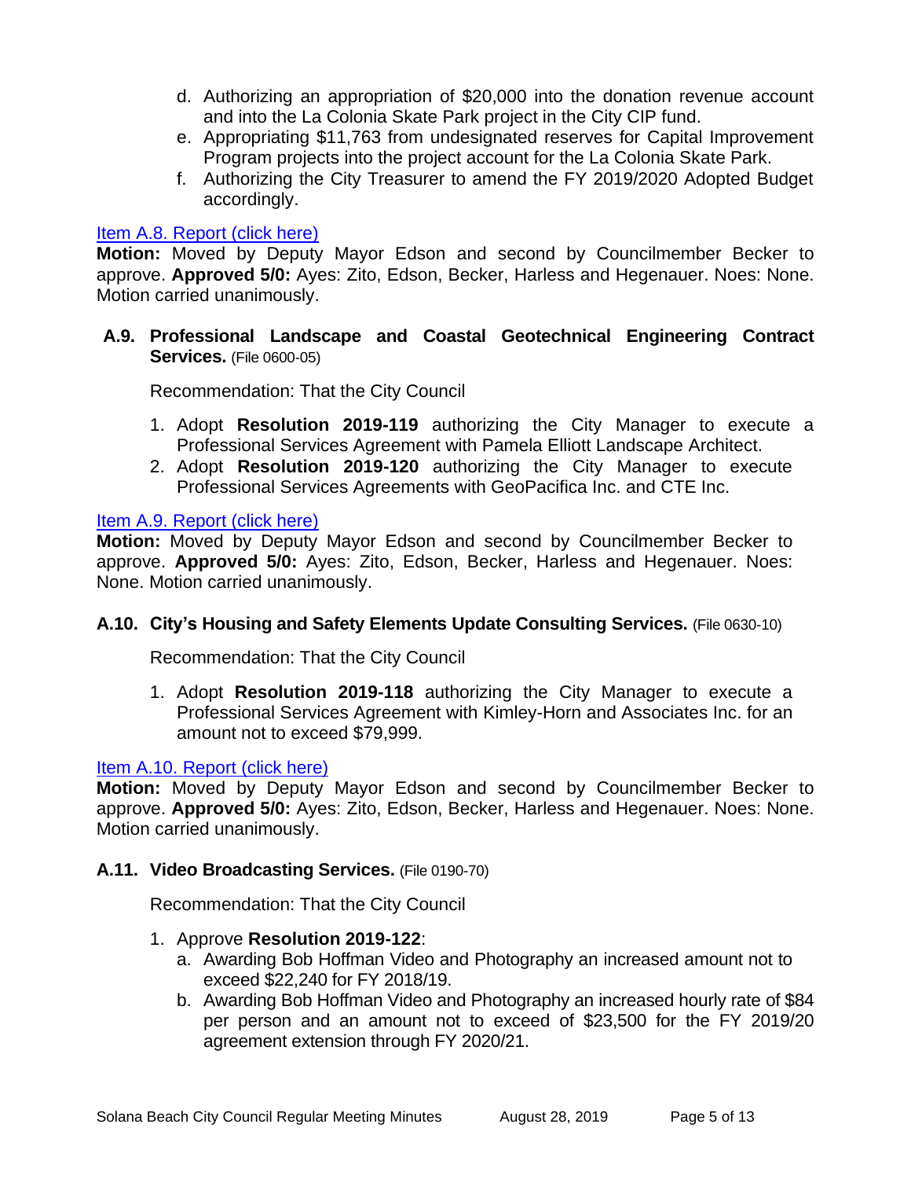d. Authorizing an appropriation of $20,000 into the donation revenue account and into the La Colonia Skate Park project in the City CIP fund.
e. Appropriating $11,763 from undesignated reserves for Capital Improvement Program projects into the project account for the La Colonia Skate Park.
f. Authorizing the City Treasurer to amend the FY 2019/2020 Adopted Budget accordingly.

[Item A.8. Report (click here)]

**Motion:** Moved by Deputy Mayor Edson and second by Councilmember Becker to approve. **Approved 5/0:** Ayes: Zito, Edson, Becker, Harless and Hegenauer. Noes: None. Motion carried unanimously.

**A.9. Professional Landscape and Coastal Geotechnical Engineering Contract Services.** (File 0600-05)

Recommendation: That the City Council

1. Adopt **Resolution 2019-119** authorizing the City Manager to execute a Professional Services Agreement with Pamela Elliott Landscape Architect.
2. Adopt **Resolution 2019-120** authorizing the City Manager to execute Professional Services Agreements with GeoPacifica Inc. and CTE Inc.

[Item A.9. Report (click here)]

**Motion:** Moved by Deputy Mayor Edson and second by Councilmember Becker to approve. **Approved 5/0:** Ayes: Zito, Edson, Becker, Harless and Hegenauer. Noes: None. Motion carried unanimously.

**A.10. City's Housing and Safety Elements Update Consulting Services.** (File 0630-10)

Recommendation: That the City Council

1. Adopt **Resolution 2019-118** authorizing the City Manager to execute a Professional Services Agreement with Kimley-Horn and Associates Inc. for an amount not to exceed $79,999.

[Item A.10. Report (click here)]

**Motion:** Moved by Deputy Mayor Edson and second by Councilmember Becker to approve. **Approved 5/0:** Ayes: Zito, Edson, Becker, Harless and Hegenauer. Noes: None. Motion carried unanimously.

**A.11. Video Broadcasting Services.** (File 0190-70)

Recommendation: That the City Council

1. Approve **Resolution 2019-122**:
   a. Awarding Bob Hoffman Video and Photography an increased amount not to exceed $22,240 for FY 2018/19.
   b. Awarding Bob Hoffman Video and Photography an increased hourly rate of $84 per person and an amount not to exceed of $23,500 for the FY 2019/20 agreement extension through FY 2020/21.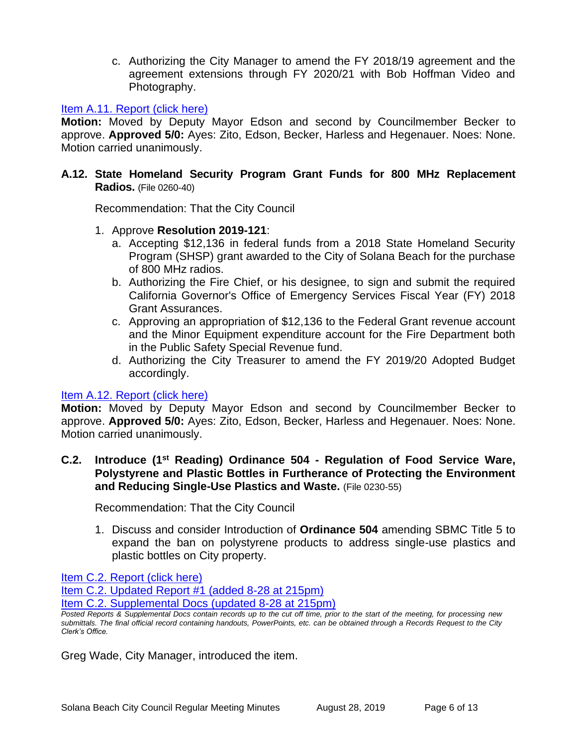c. Authorizing the City Manager to amend the FY 2018/19 agreement and the agreement extensions through FY 2020/21 with Bob Hoffman Video and Photography.

Item A.11. Report (click here)

**Motion:** Moved by Deputy Mayor Edson and second by Councilmember Becker to approve. **Approved 5/0:** Ayes: Zito, Edson, Becker, Harless and Hegenauer. Noes: None. Motion carried unanimously.

**A.12. State Homeland Security Program Grant Funds for 800 MHz Replacement Radios.** (File 0260-40)

Recommendation: That the City Council

1. Approve **Resolution 2019-121**:
   a. Accepting $12,136 in federal funds from a 2018 State Homeland Security Program (SHSP) grant awarded to the City of Solana Beach for the purchase of 800 MHz radios.
   b. Authorizing the Fire Chief, or his designee, to sign and submit the required California Governor's Office of Emergency Services Fiscal Year (FY) 2018 Grant Assurances.
   c. Approving an appropriation of $12,136 to the Federal Grant revenue account and the Minor Equipment expenditure account for the Fire Department both in the Public Safety Special Revenue fund.
   d. Authorizing the City Treasurer to amend the FY 2019/20 Adopted Budget accordingly.

Item A.12. Report (click here)

**Motion:** Moved by Deputy Mayor Edson and second by Councilmember Becker to approve. **Approved 5/0:** Ayes: Zito, Edson, Becker, Harless and Hegenauer. Noes: None. Motion carried unanimously.

**C.2. Introduce (1st Reading) Ordinance 504 - Regulation of Food Service Ware, Polystyrene and Plastic Bottles in Furtherance of Protecting the Environment and Reducing Single-Use Plastics and Waste.** (File 0230-55)

Recommendation: That the City Council

1. Discuss and consider Introduction of **Ordinance 504** amending SBMC Title 5 to expand the ban on polystyrene products to address single-use plastics and plastic bottles on City property.

Item C.2. Report (click here)
Item C.2. Updated Report #1 (added 8-28 at 215pm)
Item C.2. Supplemental Docs (updated 8-28 at 215pm)

*Posted Reports & Supplemental Docs contain records up to the cut off time, prior to the start of the meeting, for processing new submittals. The final official record containing handouts, PowerPoints, etc. can be obtained through a Records Request to the City Clerk's Office.*

Greg Wade, City Manager, introduced the item.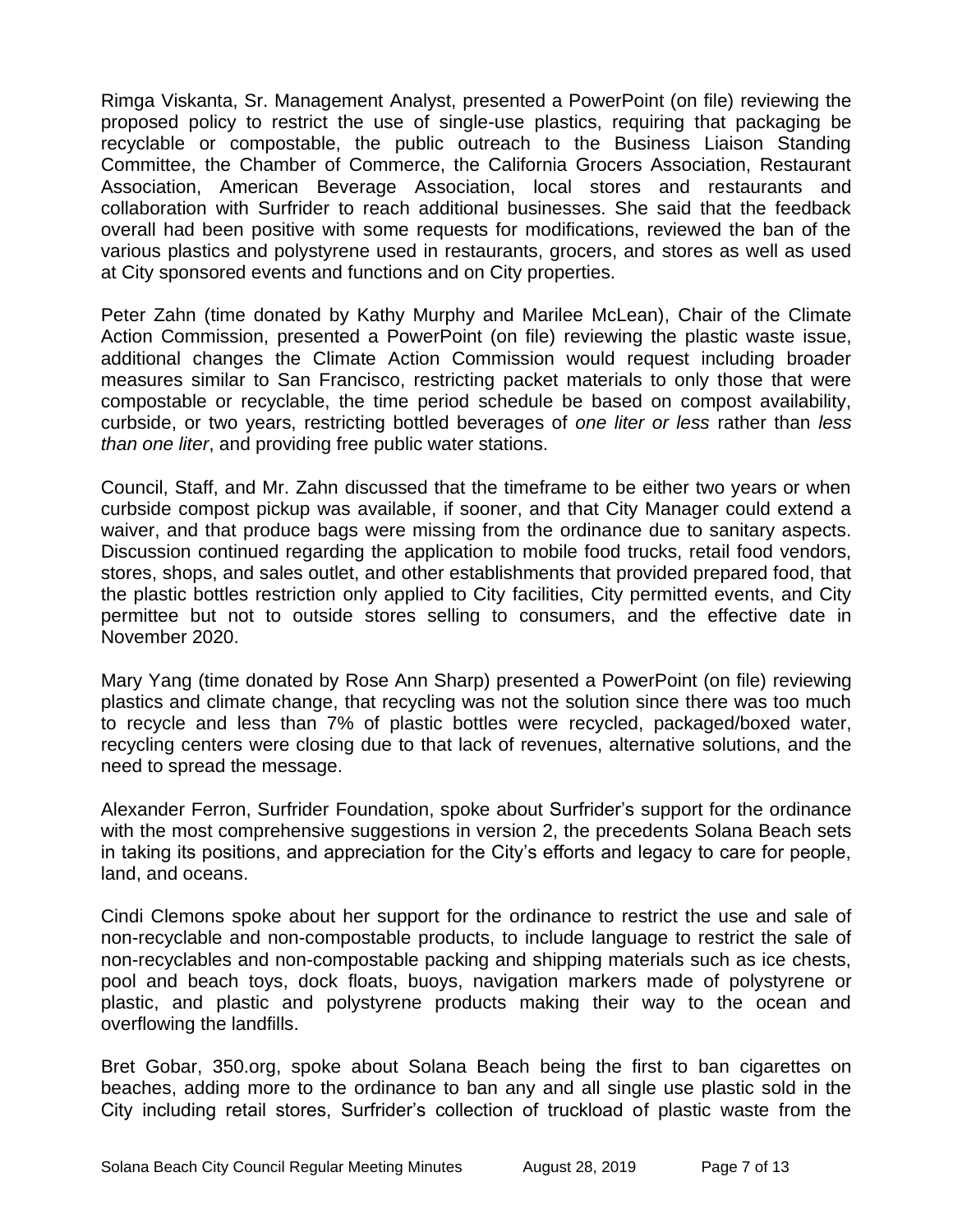Rimga Viskanta, Sr. Management Analyst, presented a PowerPoint (on file) reviewing the proposed policy to restrict the use of single-use plastics, requiring that packaging be recyclable or compostable, the public outreach to the Business Liaison Standing Committee, the Chamber of Commerce, the California Grocers Association, Restaurant Association, American Beverage Association, local stores and restaurants and collaboration with Surfrider to reach additional businesses. She said that the feedback overall had been positive with some requests for modifications, reviewed the ban of the various plastics and polystyrene used in restaurants, grocers, and stores as well as used at City sponsored events and functions and on City properties.

Peter Zahn (time donated by Kathy Murphy and Marilee McLean), Chair of the Climate Action Commission, presented a PowerPoint (on file) reviewing the plastic waste issue, additional changes the Climate Action Commission would request including broader measures similar to San Francisco, restricting packet materials to only those that were compostable or recyclable, the time period schedule be based on compost availability, curbside, or two years, restricting bottled beverages of *one liter or less* rather than *less than one liter*, and providing free public water stations.

Council, Staff, and Mr. Zahn discussed that the timeframe to be either two years or when curbside compost pickup was available, if sooner, and that City Manager could extend a waiver, and that produce bags were missing from the ordinance due to sanitary aspects. Discussion continued regarding the application to mobile food trucks, retail food vendors, stores, shops, and sales outlet, and other establishments that provided prepared food, that the plastic bottles restriction only applied to City facilities, City permitted events, and City permittee but not to outside stores selling to consumers, and the effective date in November 2020.

Mary Yang (time donated by Rose Ann Sharp) presented a PowerPoint (on file) reviewing plastics and climate change, that recycling was not the solution since there was too much to recycle and less than 7% of plastic bottles were recycled, packaged/boxed water, recycling centers were closing due to that lack of revenues, alternative solutions, and the need to spread the message.

Alexander Ferron, Surfrider Foundation, spoke about Surfrider's support for the ordinance with the most comprehensive suggestions in version 2, the precedents Solana Beach sets in taking its positions, and appreciation for the City's efforts and legacy to care for people, land, and oceans.

Cindi Clemons spoke about her support for the ordinance to restrict the use and sale of non-recyclable and non-compostable products, to include language to restrict the sale of non-recyclables and non-compostable packing and shipping materials such as ice chests, pool and beach toys, dock floats, buoys, navigation markers made of polystyrene or plastic, and plastic and polystyrene products making their way to the ocean and overflowing the landfills.

Bret Gobar, 350.org, spoke about Solana Beach being the first to ban cigarettes on beaches, adding more to the ordinance to ban any and all single use plastic sold in the City including retail stores, Surfrider's collection of truckload of plastic waste from the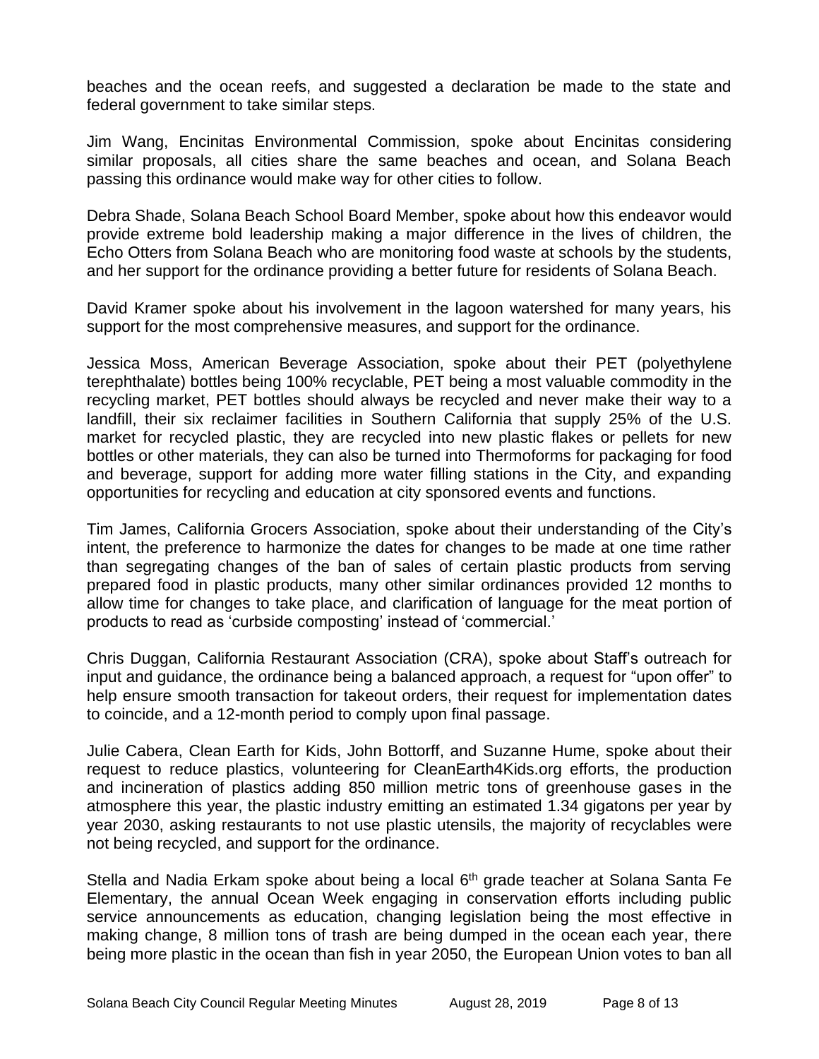beaches and the ocean reefs, and suggested a declaration be made to the state and federal government to take similar steps.

Jim Wang, Encinitas Environmental Commission, spoke about Encinitas considering similar proposals, all cities share the same beaches and ocean, and Solana Beach passing this ordinance would make way for other cities to follow.

Debra Shade, Solana Beach School Board Member, spoke about how this endeavor would provide extreme bold leadership making a major difference in the lives of children, the Echo Otters from Solana Beach who are monitoring food waste at schools by the students, and her support for the ordinance providing a better future for residents of Solana Beach.

David Kramer spoke about his involvement in the lagoon watershed for many years, his support for the most comprehensive measures, and support for the ordinance.

Jessica Moss, American Beverage Association, spoke about their PET (polyethylene terephthalate) bottles being 100% recyclable, PET being a most valuable commodity in the recycling market, PET bottles should always be recycled and never make their way to a landfill, their six reclaimer facilities in Southern California that supply 25% of the U.S. market for recycled plastic, they are recycled into new plastic flakes or pellets for new bottles or other materials, they can also be turned into Thermoforms for packaging for food and beverage, support for adding more water filling stations in the City, and expanding opportunities for recycling and education at city sponsored events and functions.

Tim James, California Grocers Association, spoke about their understanding of the City's intent, the preference to harmonize the dates for changes to be made at one time rather than segregating changes of the ban of sales of certain plastic products from serving prepared food in plastic products, many other similar ordinances provided 12 months to allow time for changes to take place, and clarification of language for the meat portion of products to read as 'curbside composting' instead of 'commercial.'

Chris Duggan, California Restaurant Association (CRA), spoke about Staff's outreach for input and guidance, the ordinance being a balanced approach, a request for "upon offer" to help ensure smooth transaction for takeout orders, their request for implementation dates to coincide, and a 12-month period to comply upon final passage.

Julie Cabera, Clean Earth for Kids, John Bottorff, and Suzanne Hume, spoke about their request to reduce plastics, volunteering for CleanEarth4Kids.org efforts, the production and incineration of plastics adding 850 million metric tons of greenhouse gases in the atmosphere this year, the plastic industry emitting an estimated 1.34 gigatons per year by year 2030, asking restaurants to not use plastic utensils, the majority of recyclables were not being recycled, and support for the ordinance.

Stella and Nadia Erkam spoke about being a local 6th grade teacher at Solana Santa Fe Elementary, the annual Ocean Week engaging in conservation efforts including public service announcements as education, changing legislation being the most effective in making change, 8 million tons of trash are being dumped in the ocean each year, there being more plastic in the ocean than fish in year 2050, the European Union votes to ban all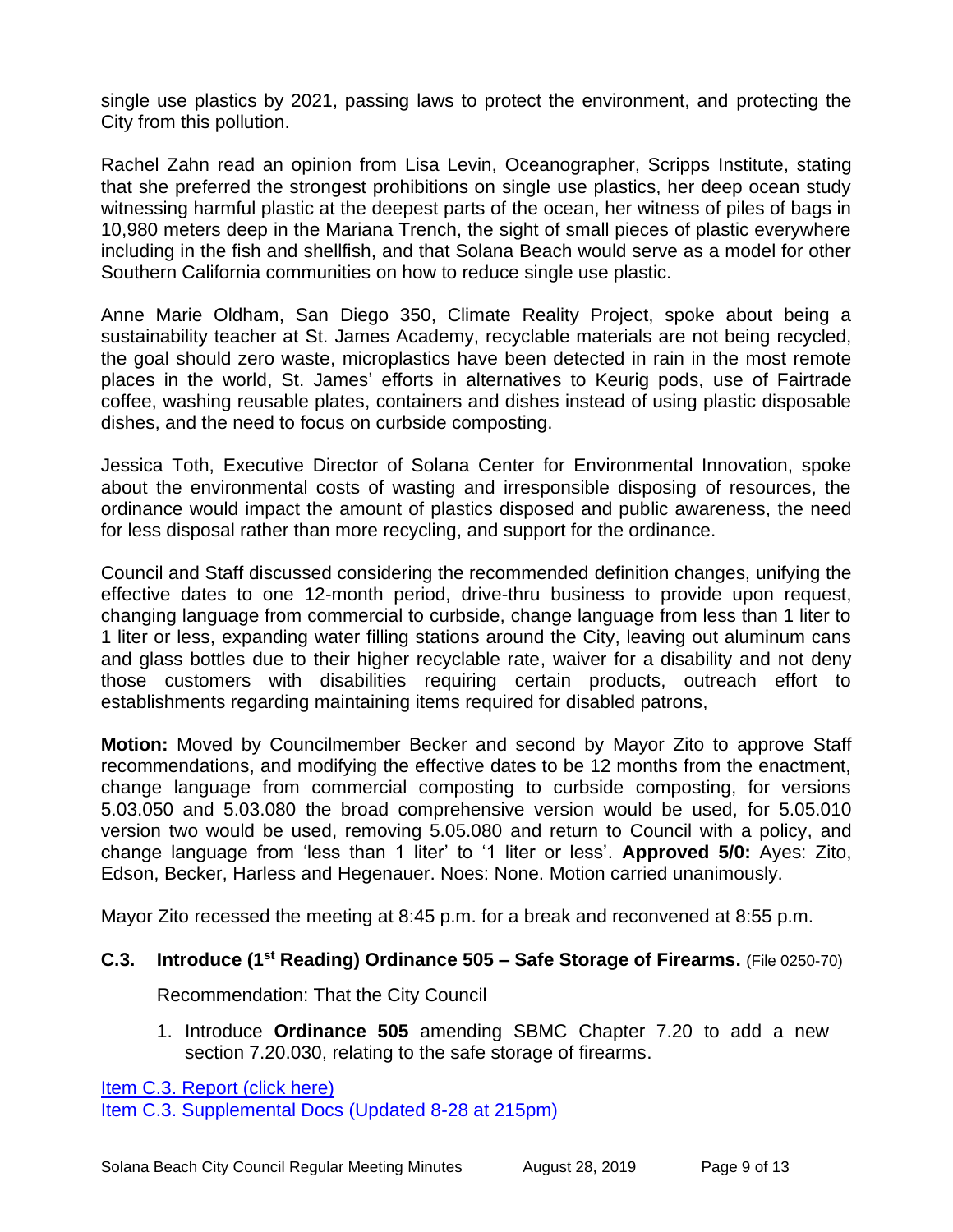single use plastics by 2021, passing laws to protect the environment, and protecting the City from this pollution.

Rachel Zahn read an opinion from Lisa Levin, Oceanographer, Scripps Institute, stating that she preferred the strongest prohibitions on single use plastics, her deep ocean study witnessing harmful plastic at the deepest parts of the ocean, her witness of piles of bags in 10,980 meters deep in the Mariana Trench, the sight of small pieces of plastic everywhere including in the fish and shellfish, and that Solana Beach would serve as a model for other Southern California communities on how to reduce single use plastic.

Anne Marie Oldham, San Diego 350, Climate Reality Project, spoke about being a sustainability teacher at St. James Academy, recyclable materials are not being recycled, the goal should zero waste, microplastics have been detected in rain in the most remote places in the world, St. James' efforts in alternatives to Keurig pods, use of Fairtrade coffee, washing reusable plates, containers and dishes instead of using plastic disposable dishes, and the need to focus on curbside composting.

Jessica Toth, Executive Director of Solana Center for Environmental Innovation, spoke about the environmental costs of wasting and irresponsible disposing of resources, the ordinance would impact the amount of plastics disposed and public awareness, the need for less disposal rather than more recycling, and support for the ordinance.

Council and Staff discussed considering the recommended definition changes, unifying the effective dates to one 12-month period, drive-thru business to provide upon request, changing language from commercial to curbside, change language from less than 1 liter to 1 liter or less, expanding water filling stations around the City, leaving out aluminum cans and glass bottles due to their higher recyclable rate, waiver for a disability and not deny those customers with disabilities requiring certain products, outreach effort to establishments regarding maintaining items required for disabled patrons,

**Motion:** Moved by Councilmember Becker and second by Mayor Zito to approve Staff recommendations, and modifying the effective dates to be 12 months from the enactment, change language from commercial composting to curbside composting, for versions 5.03.050 and 5.03.080 the broad comprehensive version would be used, for 5.05.010 version two would be used, removing 5.05.080 and return to Council with a policy, and change language from 'less than 1 liter' to '1 liter or less'. **Approved 5/0:** Ayes: Zito, Edson, Becker, Harless and Hegenauer. Noes: None. Motion carried unanimously.

Mayor Zito recessed the meeting at 8:45 p.m. for a break and reconvened at 8:55 p.m.

### C.3. Introduce (1st Reading) Ordinance 505 – Safe Storage of Firearms. (File 0250-70)

Recommendation: That the City Council

1. Introduce **Ordinance 505** amending SBMC Chapter 7.20 to add a new section 7.20.030, relating to the safe storage of firearms.

Item C.3. Report (click here)
Item C.3. Supplemental Docs (Updated 8-28 at 215pm)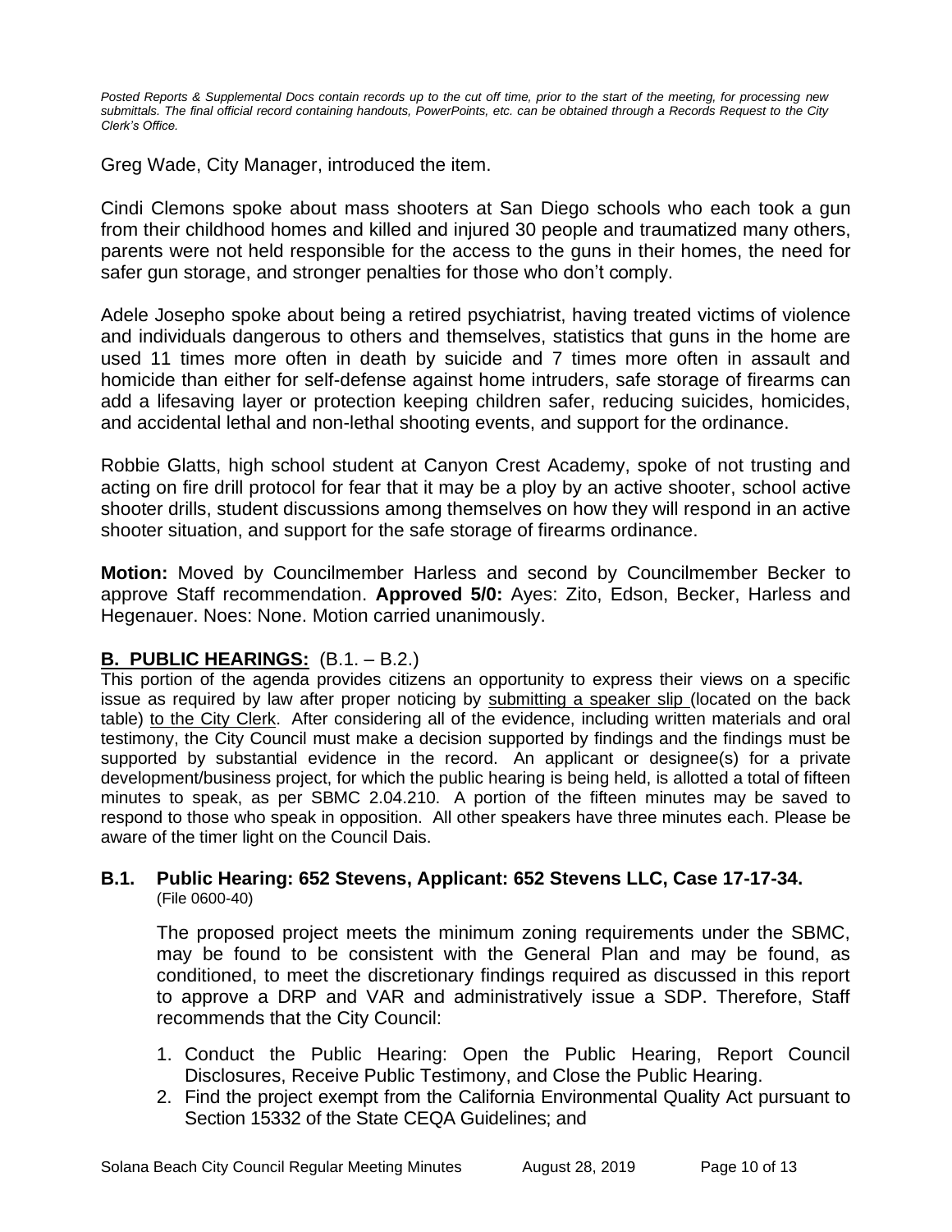*Posted Reports & Supplemental Docs contain records up to the cut off time, prior to the start of the meeting, for processing new submittals. The final official record containing handouts, PowerPoints, etc. can be obtained through a Records Request to the City Clerk's Office.*

Greg Wade, City Manager, introduced the item.

Cindi Clemons spoke about mass shooters at San Diego schools who each took a gun from their childhood homes and killed and injured 30 people and traumatized many others, parents were not held responsible for the access to the guns in their homes, the need for safer gun storage, and stronger penalties for those who don't comply.

Adele Josepho spoke about being a retired psychiatrist, having treated victims of violence and individuals dangerous to others and themselves, statistics that guns in the home are used 11 times more often in death by suicide and 7 times more often in assault and homicide than either for self-defense against home intruders, safe storage of firearms can add a lifesaving layer or protection keeping children safer, reducing suicides, homicides, and accidental lethal and non-lethal shooting events, and support for the ordinance.

Robbie Glatts, high school student at Canyon Crest Academy, spoke of not trusting and acting on fire drill protocol for fear that it may be a ploy by an active shooter, school active shooter drills, student discussions among themselves on how they will respond in an active shooter situation, and support for the safe storage of firearms ordinance.

**Motion:** Moved by Councilmember Harless and second by Councilmember Becker to approve Staff recommendation. **Approved 5/0:** Ayes: Zito, Edson, Becker, Harless and Hegenauer. Noes: None. Motion carried unanimously.

## B. PUBLIC HEARINGS: (B.1. – B.2.)

This portion of the agenda provides citizens an opportunity to express their views on a specific issue as required by law after proper noticing by submitting a speaker slip (located on the back table) to the City Clerk. After considering all of the evidence, including written materials and oral testimony, the City Council must make a decision supported by findings and the findings must be supported by substantial evidence in the record. An applicant or designee(s) for a private development/business project, for which the public hearing is being held, is allotted a total of fifteen minutes to speak, as per SBMC 2.04.210. A portion of the fifteen minutes may be saved to respond to those who speak in opposition. All other speakers have three minutes each. Please be aware of the timer light on the Council Dais.

### B.1. Public Hearing: 652 Stevens, Applicant: 652 Stevens LLC, Case 17-17-34.

(File 0600-40)

The proposed project meets the minimum zoning requirements under the SBMC, may be found to be consistent with the General Plan and may be found, as conditioned, to meet the discretionary findings required as discussed in this report to approve a DRP and VAR and administratively issue a SDP. Therefore, Staff recommends that the City Council:

1. Conduct the Public Hearing: Open the Public Hearing, Report Council Disclosures, Receive Public Testimony, and Close the Public Hearing.
2. Find the project exempt from the California Environmental Quality Act pursuant to Section 15332 of the State CEQA Guidelines; and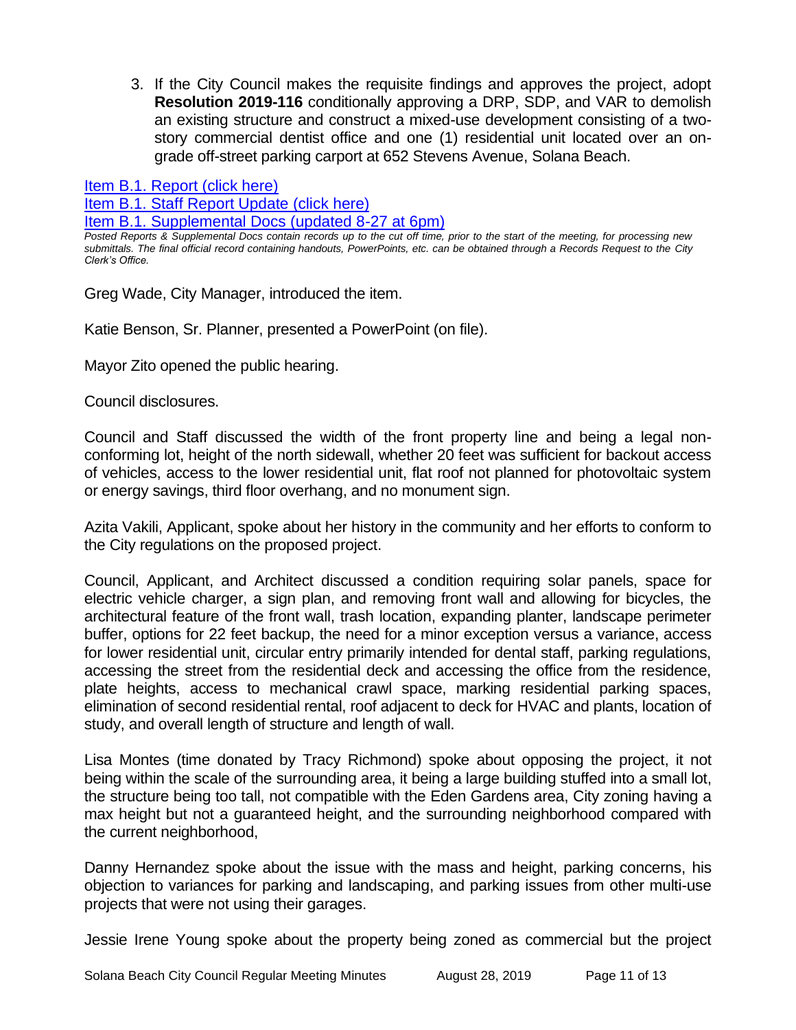3. If the City Council makes the requisite findings and approves the project, adopt **Resolution 2019-116** conditionally approving a DRP, SDP, and VAR to demolish an existing structure and construct a mixed-use development consisting of a two-story commercial dentist office and one (1) residential unit located over an on-grade off-street parking carport at 652 Stevens Avenue, Solana Beach.

[Item B.1. Report (click here)](#)
[Item B.1. Staff Report Update (click here)](#)
[Item B.1. Supplemental Docs (updated 8-27 at 6pm)](#)

*Posted Reports & Supplemental Docs contain records up to the cut off time, prior to the start of the meeting, for processing new submittals. The final official record containing handouts, PowerPoints, etc. can be obtained through a Records Request to the City Clerk's Office.*

Greg Wade, City Manager, introduced the item.

Katie Benson, Sr. Planner, presented a PowerPoint (on file).

Mayor Zito opened the public hearing.

Council disclosures.

Council and Staff discussed the width of the front property line and being a legal non-conforming lot, height of the north sidewall, whether 20 feet was sufficient for backout access of vehicles, access to the lower residential unit, flat roof not planned for photovoltaic system or energy savings, third floor overhang, and no monument sign.

Azita Vakili, Applicant, spoke about her history in the community and her efforts to conform to the City regulations on the proposed project.

Council, Applicant, and Architect discussed a condition requiring solar panels, space for electric vehicle charger, a sign plan, and removing front wall and allowing for bicycles, the architectural feature of the front wall, trash location, expanding planter, landscape perimeter buffer, options for 22 feet backup, the need for a minor exception versus a variance, access for lower residential unit, circular entry primarily intended for dental staff, parking regulations, accessing the street from the residential deck and accessing the office from the residence, plate heights, access to mechanical crawl space, marking residential parking spaces, elimination of second residential rental, roof adjacent to deck for HVAC and plants, location of study, and overall length of structure and length of wall.

Lisa Montes (time donated by Tracy Richmond) spoke about opposing the project, it not being within the scale of the surrounding area, it being a large building stuffed into a small lot, the structure being too tall, not compatible with the Eden Gardens area, City zoning having a max height but not a guaranteed height, and the surrounding neighborhood compared with the current neighborhood,

Danny Hernandez spoke about the issue with the mass and height, parking concerns, his objection to variances for parking and landscaping, and parking issues from other multi-use projects that were not using their garages.

Jessie Irene Young spoke about the property being zoned as commercial but the project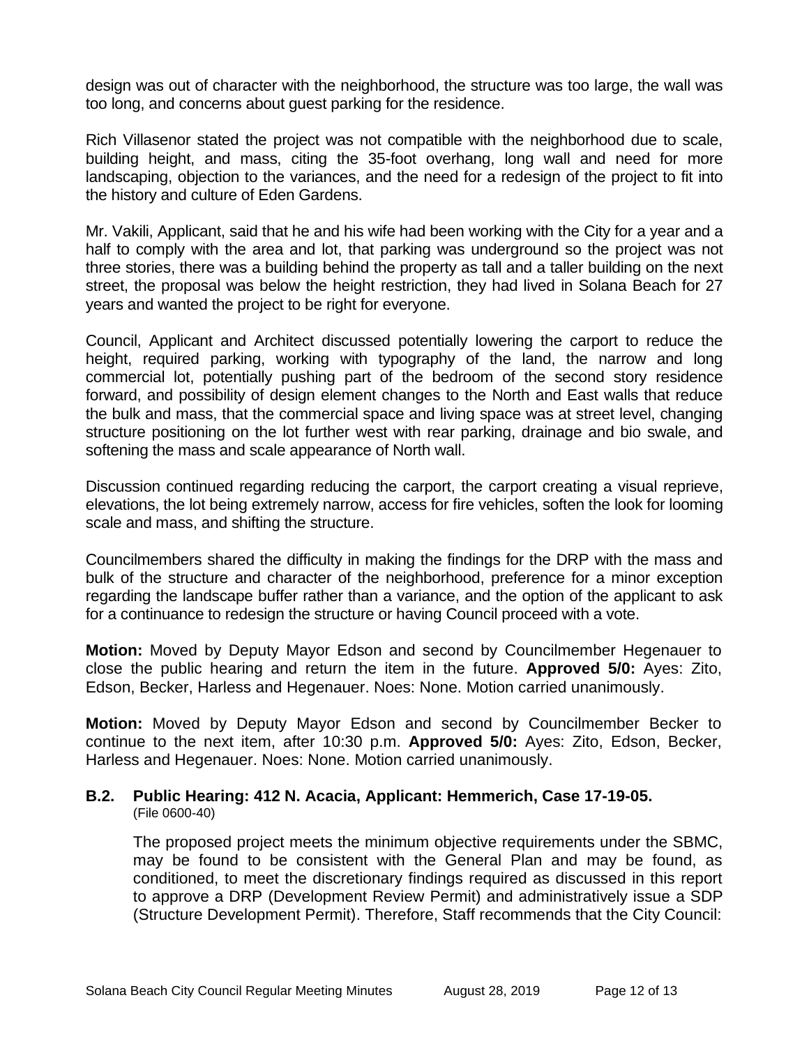design was out of character with the neighborhood, the structure was too large, the wall was too long, and concerns about guest parking for the residence.

Rich Villasenor stated the project was not compatible with the neighborhood due to scale, building height, and mass, citing the 35-foot overhang, long wall and need for more landscaping, objection to the variances, and the need for a redesign of the project to fit into the history and culture of Eden Gardens.

Mr. Vakili, Applicant, said that he and his wife had been working with the City for a year and a half to comply with the area and lot, that parking was underground so the project was not three stories, there was a building behind the property as tall and a taller building on the next street, the proposal was below the height restriction, they had lived in Solana Beach for 27 years and wanted the project to be right for everyone.

Council, Applicant and Architect discussed potentially lowering the carport to reduce the height, required parking, working with typography of the land, the narrow and long commercial lot, potentially pushing part of the bedroom of the second story residence forward, and possibility of design element changes to the North and East walls that reduce the bulk and mass, that the commercial space and living space was at street level, changing structure positioning on the lot further west with rear parking, drainage and bio swale, and softening the mass and scale appearance of North wall.

Discussion continued regarding reducing the carport, the carport creating a visual reprieve, elevations, the lot being extremely narrow, access for fire vehicles, soften the look for looming scale and mass, and shifting the structure.

Councilmembers shared the difficulty in making the findings for the DRP with the mass and bulk of the structure and character of the neighborhood, preference for a minor exception regarding the landscape buffer rather than a variance, and the option of the applicant to ask for a continuance to redesign the structure or having Council proceed with a vote.

**Motion:** Moved by Deputy Mayor Edson and second by Councilmember Hegenauer to close the public hearing and return the item in the future. **Approved 5/0:** Ayes: Zito, Edson, Becker, Harless and Hegenauer. Noes: None. Motion carried unanimously.

**Motion:** Moved by Deputy Mayor Edson and second by Councilmember Becker to continue to the next item, after 10:30 p.m. **Approved 5/0:** Ayes: Zito, Edson, Becker, Harless and Hegenauer. Noes: None. Motion carried unanimously.

### B.2. Public Hearing: 412 N. Acacia, Applicant: Hemmerich, Case 17-19-05.

(File 0600-40)

The proposed project meets the minimum objective requirements under the SBMC, may be found to be consistent with the General Plan and may be found, as conditioned, to meet the discretionary findings required as discussed in this report to approve a DRP (Development Review Permit) and administratively issue a SDP (Structure Development Permit). Therefore, Staff recommends that the City Council: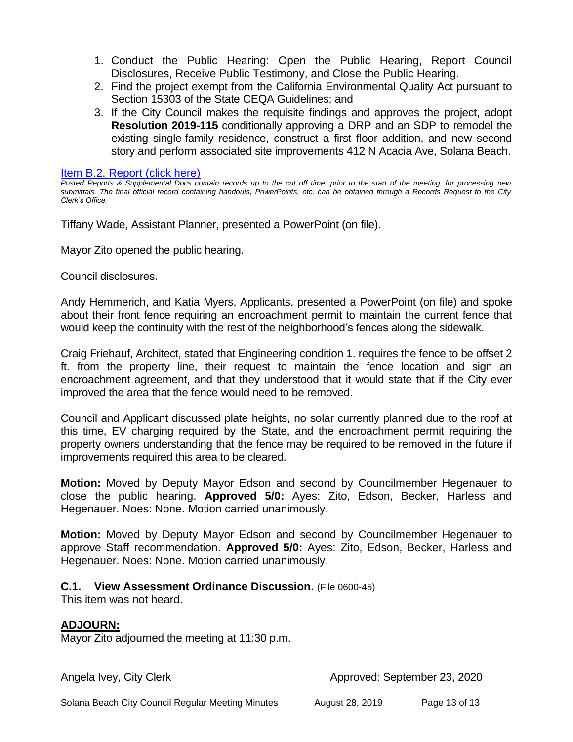1. Conduct the Public Hearing: Open the Public Hearing, Report Council Disclosures, Receive Public Testimony, and Close the Public Hearing.
2. Find the project exempt from the California Environmental Quality Act pursuant to Section 15303 of the State CEQA Guidelines; and
3. If the City Council makes the requisite findings and approves the project, adopt **Resolution 2019-115** conditionally approving a DRP and an SDP to remodel the existing single-family residence, construct a first floor addition, and new second story and perform associated site improvements 412 N Acacia Ave, Solana Beach.

Item B.2. Report (click here)

*Posted Reports & Supplemental Docs contain records up to the cut off time, prior to the start of the meeting, for processing new submittals. The final official record containing handouts, PowerPoints, etc. can be obtained through a Records Request to the City Clerk's Office.*

Tiffany Wade, Assistant Planner, presented a PowerPoint (on file).

Mayor Zito opened the public hearing.

Council disclosures.

Andy Hemmerich, and Katia Myers, Applicants, presented a PowerPoint (on file) and spoke about their front fence requiring an encroachment permit to maintain the current fence that would keep the continuity with the rest of the neighborhood's fences along the sidewalk.

Craig Friehauf, Architect, stated that Engineering condition 1. requires the fence to be offset 2 ft. from the property line, their request to maintain the fence location and sign an encroachment agreement, and that they understood that it would state that if the City ever improved the area that the fence would need to be removed.

Council and Applicant discussed plate heights, no solar currently planned due to the roof at this time, EV charging required by the State, and the encroachment permit requiring the property owners understanding that the fence may be required to be removed in the future if improvements required this area to be cleared.

**Motion:** Moved by Deputy Mayor Edson and second by Councilmember Hegenauer to close the public hearing. **Approved 5/0:** Ayes: Zito, Edson, Becker, Harless and Hegenauer. Noes: None. Motion carried unanimously.

**Motion:** Moved by Deputy Mayor Edson and second by Councilmember Hegenauer to approve Staff recommendation. **Approved 5/0:** Ayes: Zito, Edson, Becker, Harless and Hegenauer. Noes: None. Motion carried unanimously.

### C.1. View Assessment Ordinance Discussion. (File 0600-45)

This item was not heard.

## ADJOURN:

Mayor Zito adjourned the meeting at 11:30 p.m.

Angela Ivey, City Clerk

Approved: September 23, 2020